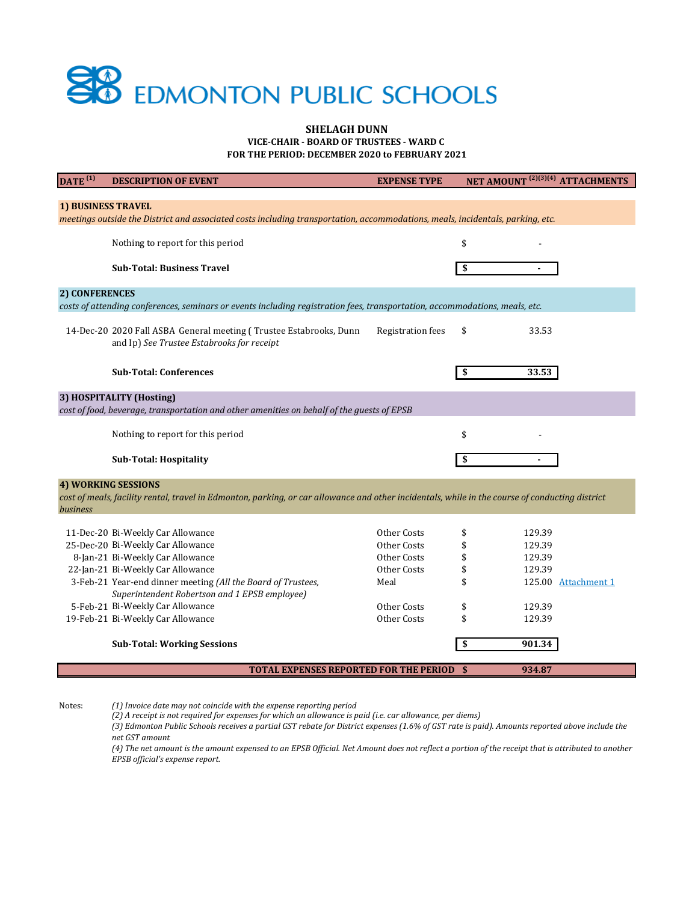# EDMONTON PUBLIC SCHOOLS

**SHELAGH DUNN**
**VICE-CHAIR - BOARD OF TRUSTEES - WARD C**
**FOR THE PERIOD: DECEMBER 2020 to FEBRUARY 2021**

| DATE [1] | DESCRIPTION OF EVENT | EXPENSE TYPE | NET AMOUNT [2][3][4] | ATTACHMENTS |
|---|---|---|---|---|
| **1) BUSINESS TRAVEL** | | | | |
| *meetings outside the District and associated costs including transportation, accommodations, meals, incidentals, parking, etc.* | | | | |
| | Nothing to report for this period | | $ - | |
| | **Sub-Total: Business Travel** | | **$ -** | |
| **2) CONFERENCES** | | | | |
| *costs of attending conferences, seminars or events including registration fees, transportation, accommodations, meals, etc.* | | | | |
| 14-Dec-20 | 2020 Fall ASBA General meeting ( Trustee Estabrooks, Dunn and Ip) *See Trustee Estabrooks for receipt* | Registration fees | $ 33.53 | |
| | **Sub-Total: Conferences** | | **$ 33.53** | |
| **3) HOSPITALITY (Hosting)** | | | | |
| *cost of food, beverage, transportation and other amenities on behalf of the guests of EPSB* | | | | |
| | Nothing to report for this period | | $ - | |
| | **Sub-Total: Hospitality** | | **$ -** | |
| **4) WORKING SESSIONS** | | | | |
| *cost of meals, facility rental, travel in Edmonton, parking, or car allowance and other incidentals, while in the course of conducting district business* | | | | |
| 11-Dec-20 | Bi-Weekly Car Allowance | Other Costs | $ 129.39 | |
| 25-Dec-20 | Bi-Weekly Car Allowance | Other Costs | $ 129.39 | |
| 8-Jan-21 | Bi-Weekly Car Allowance | Other Costs | $ 129.39 | |
| 22-Jan-21 | Bi-Weekly Car Allowance | Other Costs | $ 129.39 | |
| 3-Feb-21 | Year-end dinner meeting *(All the Board of Trustees, Superintendent Robertson and 1 EPSB employee)* | Meal | $ 125.00 | Attachment 1 |
| 5-Feb-21 | Bi-Weekly Car Allowance | Other Costs | $ 129.39 | |
| 19-Feb-21 | Bi-Weekly Car Allowance | Other Costs | $ 129.39 | |
| | **Sub-Total: Working Sessions** | | **$ 901.34** | |
| | **TOTAL EXPENSES REPORTED FOR THE PERIOD** | | **$ 934.87** | |

Notes:

*(1) Invoice date may not coincide with the expense reporting period*
*(2) A receipt is not required for expenses for which an allowance is paid (i.e. car allowance, per diems)*
*(3) Edmonton Public Schools receives a partial GST rebate for District expenses (1.6% of GST rate is paid). Amounts reported above include the net GST amount*
*(4) The net amount is the amount expensed to an EPSB Official. Net Amount does not reflect a portion of the receipt that is attributed to another EPSB official's expense report.*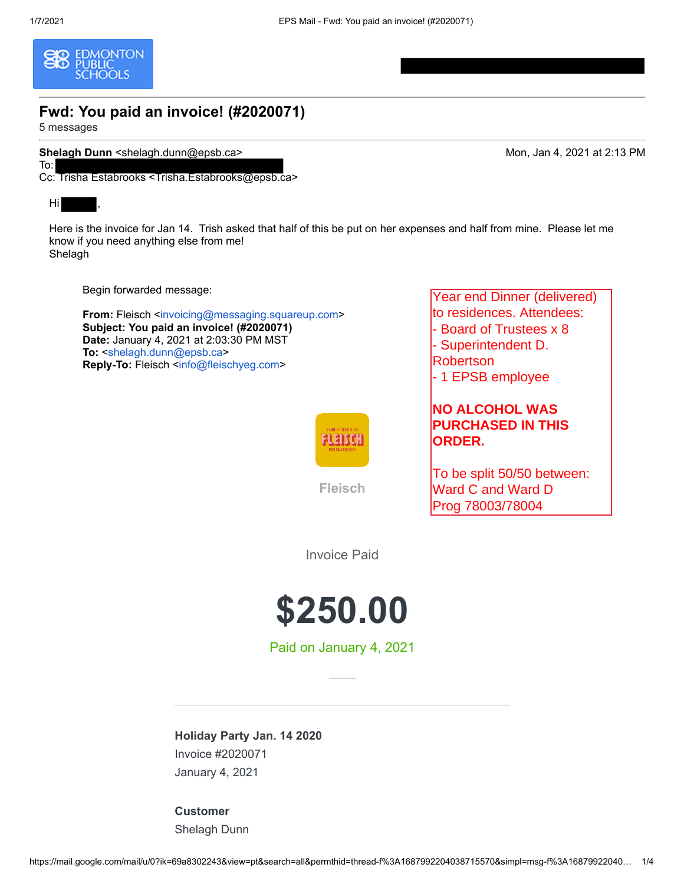# Fwd: You paid an invoice! (#2020071)

5 messages

**Shelagh Dunn** <shelagh.dunn@epsb.ca> Mon, Jan 4, 2021 at 2:13 PM
To:
Cc: Trisha Estabrooks <Trisha.Estabrooks@epsb.ca>

Hi ,

Here is the invoice for Jan 14. Trish asked that half of this be put on her expenses and half from mine. Please let me know if you need anything else from me!
Shelagh

> Begin forwarded message:
>
> **From:** Fleisch <invoicing@messaging.squareup.com>
> **Subject: You paid an invoice! (#2020071)**
> **Date:** January 4, 2021 at 2:03:30 PM MST
> **To:** <shelagh.dunn@epsb.ca>
> **Reply-To:** Fleisch <info@fleischyeg.com>

Year end Dinner (delivered) to residences. Attendees:
- Board of Trustees x 8
- Superintendent D. Robertson
- 1 EPSB employee

**NO ALCOHOL WAS PURCHASED IN THIS ORDER.**

To be split 50/50 between:
Ward C and Ward D
Prog 78003/78004

FOREST HEIGHTS FLEISCH DELIKATESSEN

**Fleisch**

Invoice Paid

# $250.00

Paid on January 4, 2021

**Holiday Party Jan. 14 2020**
Invoice #2020071
January 4, 2021

**Customer**
Shelagh Dunn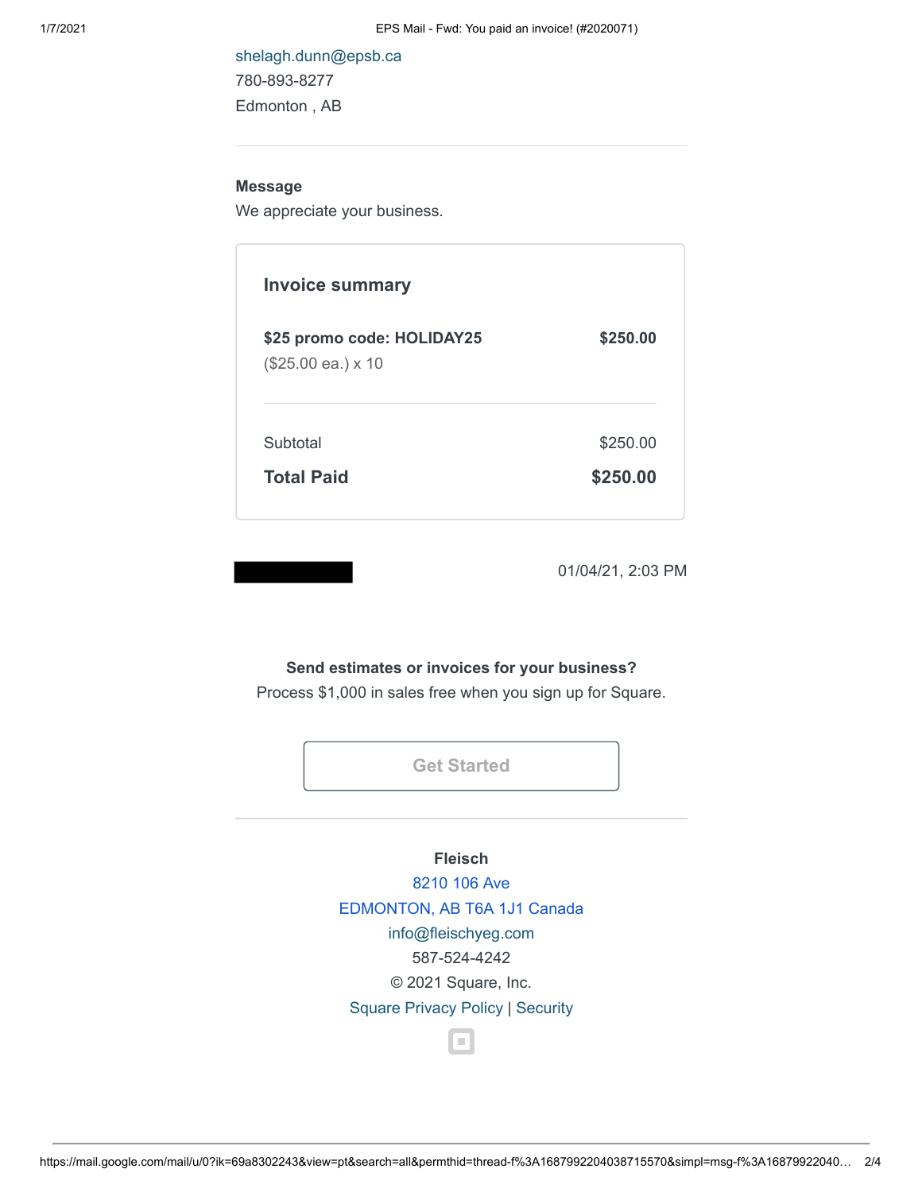shelagh.dunn@epsb.ca
780-893-8277
Edmonton , AB

**Message**

We appreciate your business.

## Invoice summary

| | |
|---|---|
| **$25 promo code: HOLIDAY25** ($25.00 ea.) x 10 | **$250.00** |
| Subtotal | $250.00 |
| **Total Paid** | **$250.00** |

01/04/21, 2:03 PM

**Send estimates or invoices for your business?**
Process $1,000 in sales free when you sign up for Square.

Get Started

**Fleisch**
8210 106 Ave
EDMONTON, AB T6A 1J1 Canada
info@fleischyeg.com
587-524-4242
© 2021 Square, Inc.
Square Privacy Policy | Security